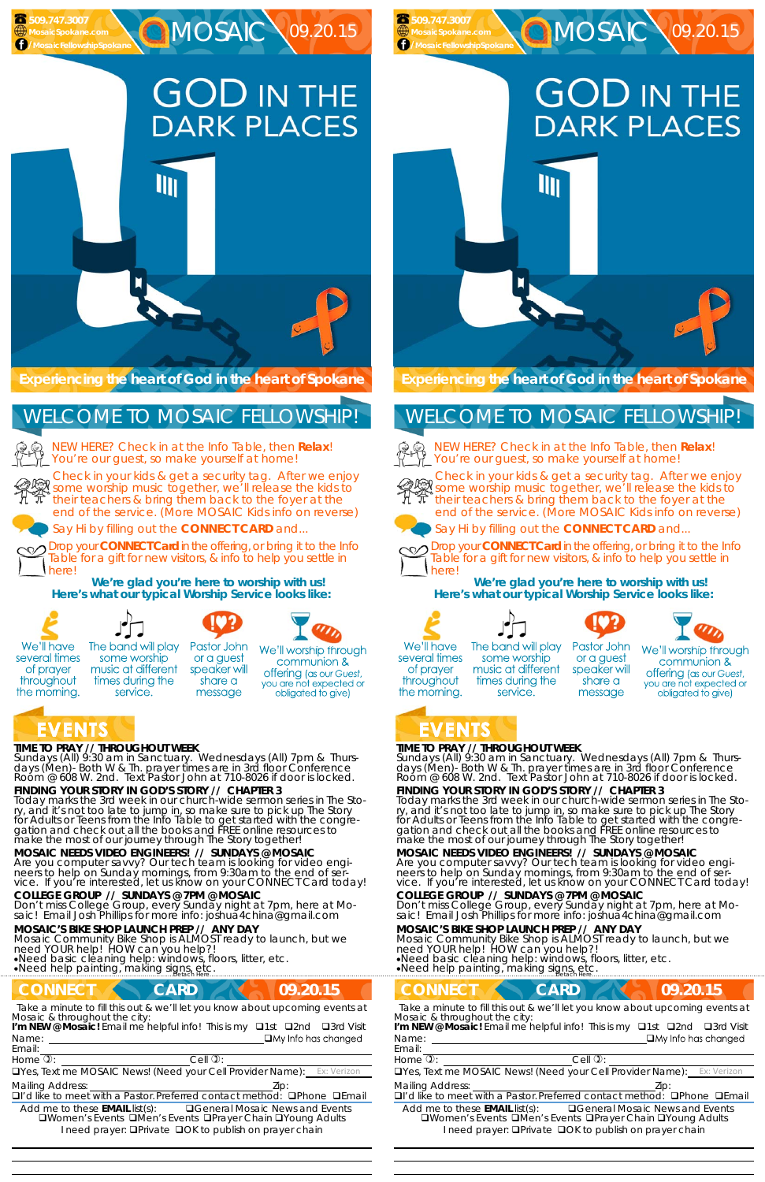509.747.3007
MosaicSpokane.com
/MosaicFellowshipSpokane

# MOSAIC 09.20.15

# GOD IN THE DARK PLACES

**Experiencing the heart of God in the heart of Spokane**

## WELCOME TO MOSAIC FELLOWSHIP!

NEW HERE? Check in at the Info Table, then **Relax**! You're our guest, so make yourself at home!

Check in your kids & get a security tag. After we enjoy some worship music together, we'll release the kids to their teachers & bring them back to the foyer at the end of the service. (More MOSAIC Kids info on reverse)

Say Hi by filling out the **CONNECTCARD** and...

Drop your **CONNECTCard** in the offering, or bring it to the Info Table for a gift for new visitors, & info to help you settle in here!

**We're glad you're here to worship with us!**
**Here's what our typical Worship Service looks like:**

We'll have several times of prayer throughout the morning.

The band will play some worship music at different times during the service.

Pastor John or a guest speaker will share a message

We'll worship through communion & offering (as our Guest, you are not expected or obligated to give)

## EVENTS

**TIME TO PRAY // THROUGHOUT WEEK**
Sundays (All) 9:30 am in Sanctuary. Wednesdays (All) 7pm & Thursdays (Men)- Both W & Th. prayer times are in 3rd floor Conference Room @ 608 W. 2nd. Text Pastor John at 710-8026 if door is locked.

**FINDING YOUR STORY IN GOD'S STORY // CHAPTER 3**
Today marks the 3rd week in our church-wide sermon series in The Story, and it's not too late to jump in, so make sure to pick up The Story for Adults or Teens from the Info Table to get started with the congregation and check out all the books and FREE online resources to make the most of our journey through The Story together!

**MOSAIC NEEDS VIDEO ENGINEERS! // SUNDAYS @ MOSAIC**
Are you computer savvy? Our tech team is looking for video engineers to help on Sunday mornings, from 9:30am to the end of service. If you're interested, let us know on your CONNECTCard today!

**COLLEGE GROUP // SUNDAYS @ 7PM @ MOSAIC**
Don't miss College Group, every Sunday night at 7pm, here at Mosaic! Email Josh Phillips for more info: joshua4china@gmail.com

**MOSAIC'S BIKE SHOP LAUNCH PREP // ANY DAY**
Mosaic Community Bike Shop is ALMOST ready to launch, but we need YOUR help! HOW can you help?!
- Need basic cleaning help: windows, floors, litter, etc.
- Need help painting, making signs, etc.

Detach Here

## CONNECT CARD 09.20.15

Take a minute to fill this out & we'll let you know about upcoming events at Mosaic & throughout the city:

**I'm NEW @ Mosaic!** Email me helpful info! This is my ❑1st ❑2nd ❑3rd Visit

Name: ________________ ❑My Info has changed

Email: ________________

Home: ________________ Cell: ________________

❑Yes, Text me MOSAIC News! (Need your Cell Provider Name): Ex: Verizon

Mailing Address: ________________ Zip: ________

❑I'd like to meet with a Pastor. Preferred contact method: ❑Phone ❑Email

Add me to these **EMAIL** list(s): ❑General Mosaic News and Events ❑Women's Events ❑Men's Events ❑Prayer Chain ❑Young Adults

I need prayer: ❑Private ❑OK to publish on prayer chain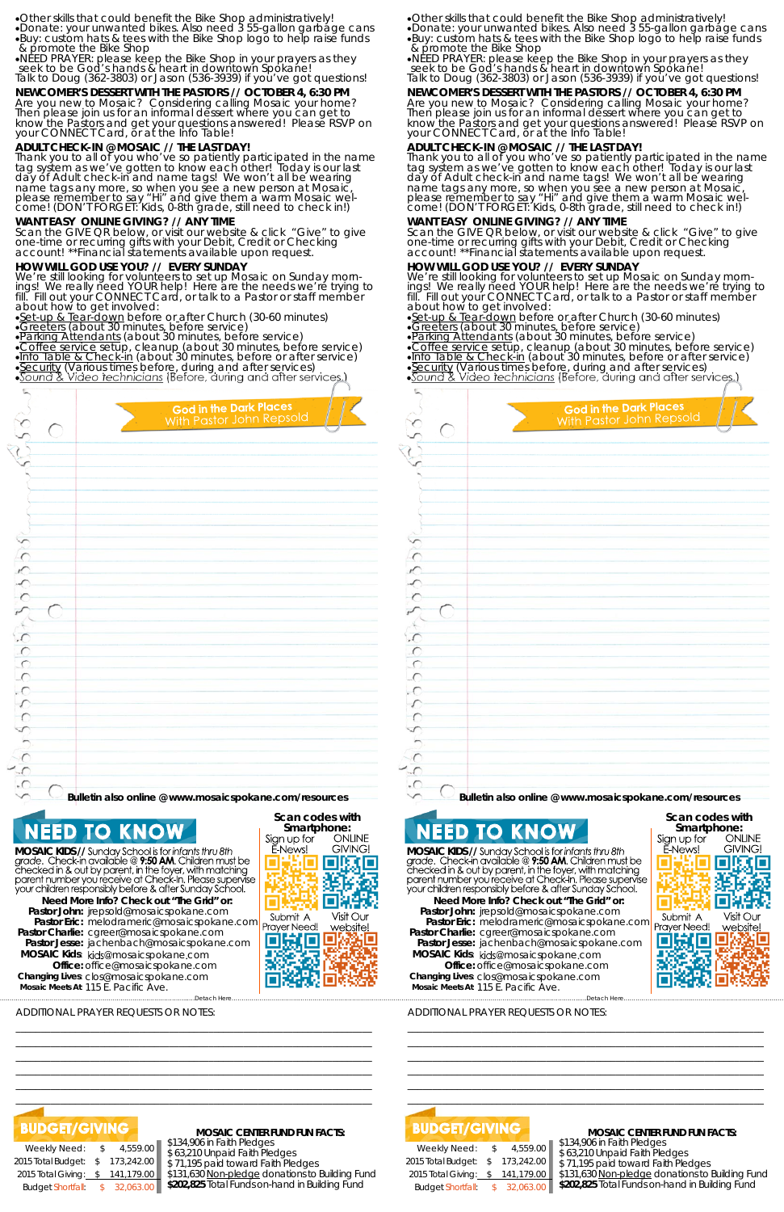•Other skills that could benefit the Bike Shop administratively!
•Donate: your unwanted bikes. Also need 3 55-gallon garbage cans
•Buy: custom hats & tees with the Bike Shop logo to help raise funds & promote the Bike Shop
•NEED PRAYER: please keep the Bike Shop in your prayers as they seek to be God's hands & heart in downtown Spokane!
Talk to Doug (362-3803) or Jason (536-3939) if you've got questions!

**NEWCOMER'S DESSERT WITH THE PASTORS // OCTOBER 4, 6:30 PM**
Are you new to Mosaic? Considering calling Mosaic your home? Then please join us for an informal dessert where you can get to know the Pastors and get your questions answered! Please RSVP on your CONNECT Card, or at the Info Table!

**ADULT CHECK-IN @ MOSAIC // THE LAST DAY!**
Thank you to all of you who've so patiently participated in the name tag system as we've gotten to know each other! Today is our last day of Adult check-in and name tags! We won't all be wearing name tags any more, so when you see a new person at Mosaic, please remember to say "Hi" and give them a warm Mosaic welcome! (DON'T FORGET: Kids, 0-8th grade, still need to check in!)

**WANT EASY ONLINE GIVING? // ANY TIME**
Scan the GIVE QR below, or visit our website & click "Give" to give one-time or recurring gifts with your Debit, Credit or Checking account! **Financial statements available upon request.

**HOW WILL GOD USE YOU? // EVERY SUNDAY**
We're still looking for volunteers to set up Mosaic on Sunday mornings! We really need YOUR help! Here are the needs we're trying to fill. Fill out your CONNECT Card, or talk to a Pastor or staff member about how to get involved:
•Set-up & Tear-down before or after Church (30-60 minutes)
•Greeters (about 30 minutes, before service)
•Parking Attendants (about 30 minutes, before service)
•Coffee service setup, cleanup (about 30 minutes, before service)
•Info Table & Check-in (about 30 minutes, before or after service)
•Security (Various times before, during and after services)
•Sound & Video technicians (Before, during and after services.)

**God in the Dark Places**
With Pastor John Repsold

Bulletin also online @www.mosaicspokane.com/resources

## NEED TO KNOW

**MOSAIC KIDS //** Sunday School is for infants thru 8th grade. Check-in available @ **9:50 AM**. Children must be checked in & out by parent, in the foyer, with matching parent number you receive at Check-In. Please supervise your children responsibly before & after Sunday School.

**Need More Info? Check out "The Grid" or:**
**Pastor John:** jrepsold@mosaicspokane.com
**Pastor Eric:** melodrameric@mosaicspokane.com
**Pastor Charlie:** cgreer@mosaicspokane.com
**Pastor Jesse:** jachenbach@mosaicspokane.com
**MOSAIC Kids:** kids@mosaicspokane.com
**Office:** office@mosaicspokane.com
**Changing Lives:** clos@mosaicspokane.com
**Mosaic Meets At** 115 E. Pacific Ave.

**Scan codes with Smartphone:**
Sign up for E-News! | ONLINE GIVING!
Submit A Prayer Need! | Visit Our website!

Detach Here

ADDITIONAL PRAYER REQUESTS OR NOTES:

## BUDGET/GIVING

| | | |
|---|---|---|
| Weekly Need: | $ | 4,559.00 |
| 2015 Total Budget: | $ | 173,242.00 |
| 2015 Total Giving: | $ | 141,179.00 |
| Budget Shortfall: | $ | 32,063.00 |

**MOSAIC CENTER FUND FUN FACTS:**
$134,906 in Faith Pledges
$ 63,210 Unpaid Faith Pledges
$ 71,195 paid toward Faith Pledges
$131,630 Non-pledge donations to Building Fund
**$202,825** Total Funds on-hand in Building Fund